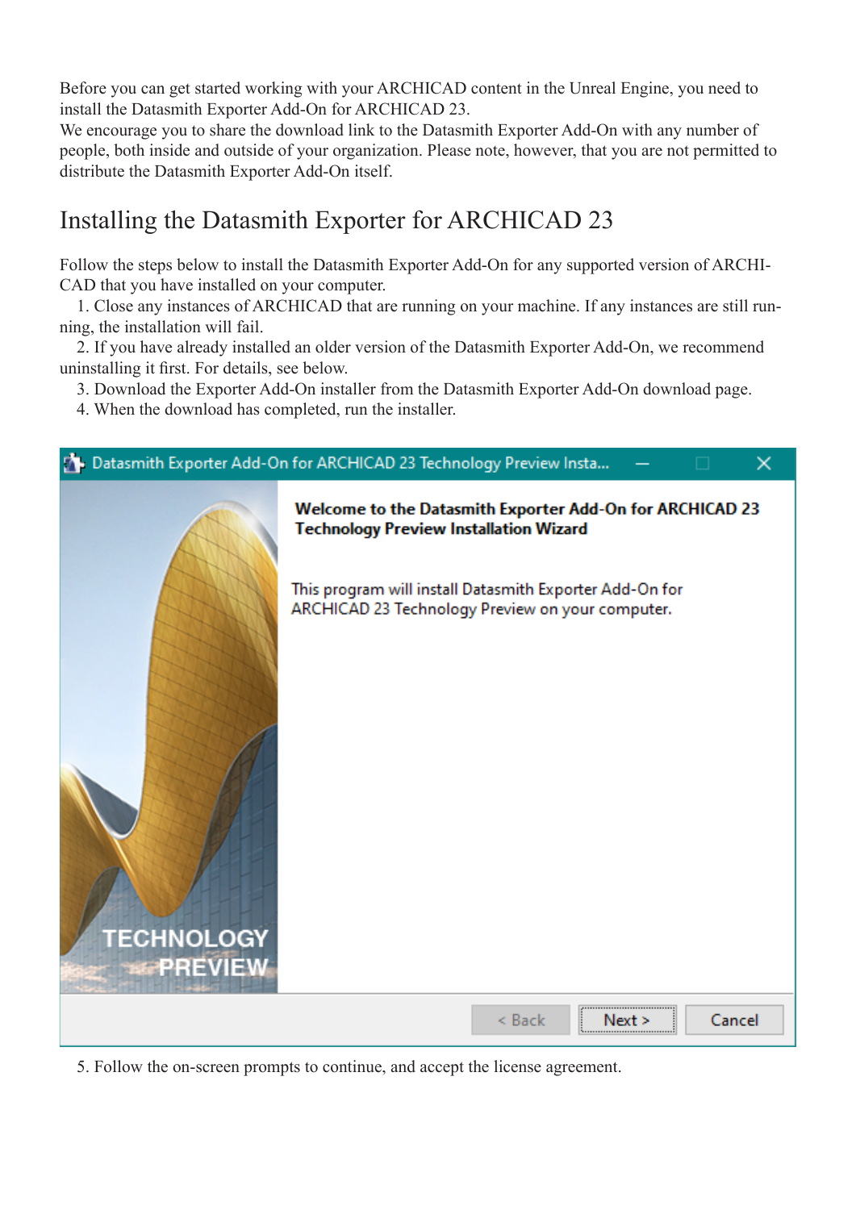Before you can get started working with your ARCHICAD content in the Unreal Engine, you need to install the Datasmith Exporter Add-On for ARCHICAD 23.
We encourage you to share the download link to the Datasmith Exporter Add-On with any number of people, both inside and outside of your organization. Please note, however, that you are not permitted to distribute the Datasmith Exporter Add-On itself.

## Installing the Datasmith Exporter for ARCHICAD 23

Follow the steps below to install the Datasmith Exporter Add-On for any supported version of ARCHICAD that you have installed on your computer.

1. Close any instances of ARCHICAD that are running on your machine. If any instances are still running, the installation will fail.
2. If you have already installed an older version of the Datasmith Exporter Add-On, we recommend uninstalling it first. For details, see below.
3. Download the Exporter Add-On installer from the Datasmith Exporter Add-On download page.
4. When the download has completed, run the installer.

5. Follow the on-screen prompts to continue, and accept the license agreement.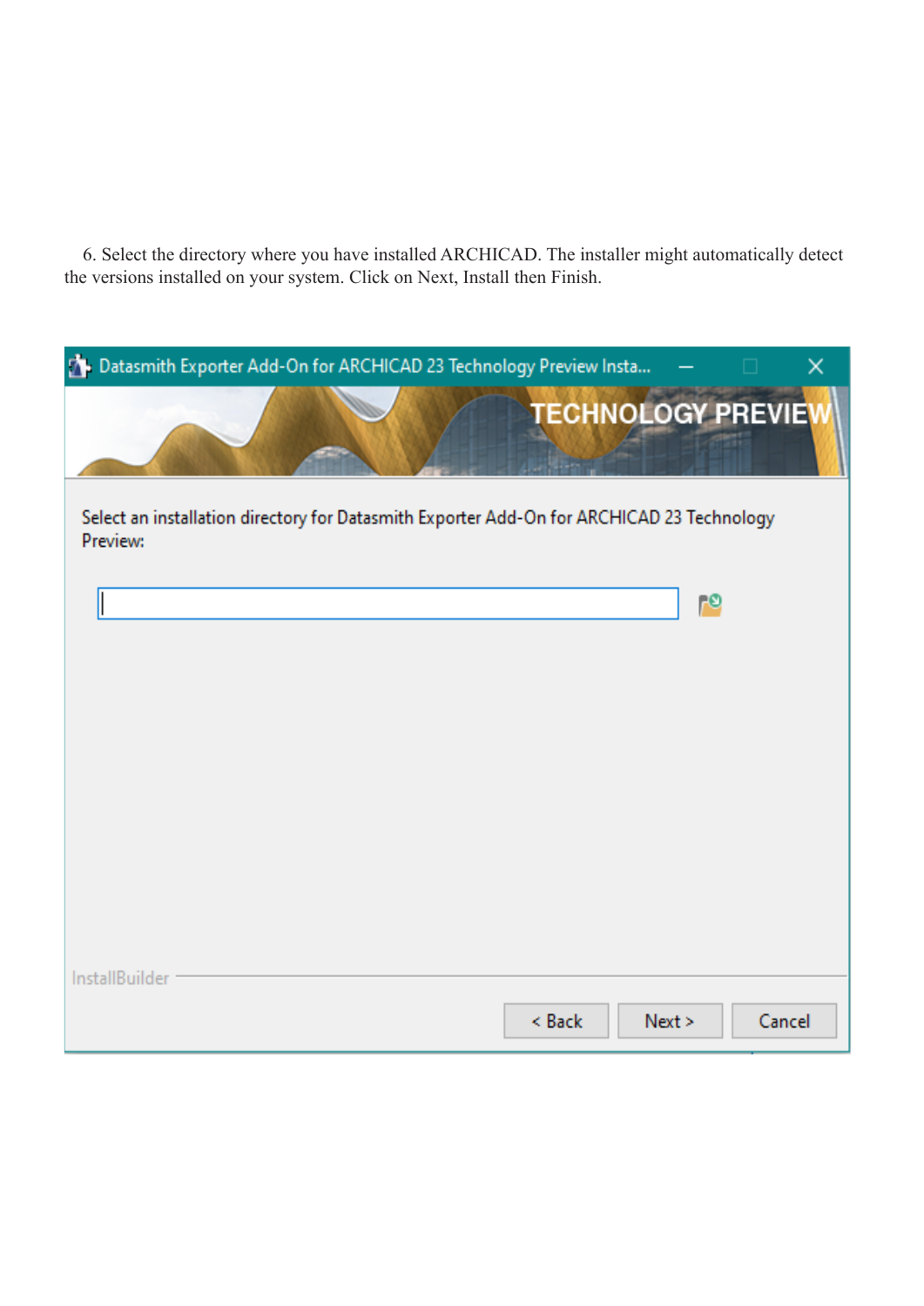6. Select the directory where you have installed ARCHICAD. The installer might automatically detect the versions installed on your system. Click on Next, Install then Finish.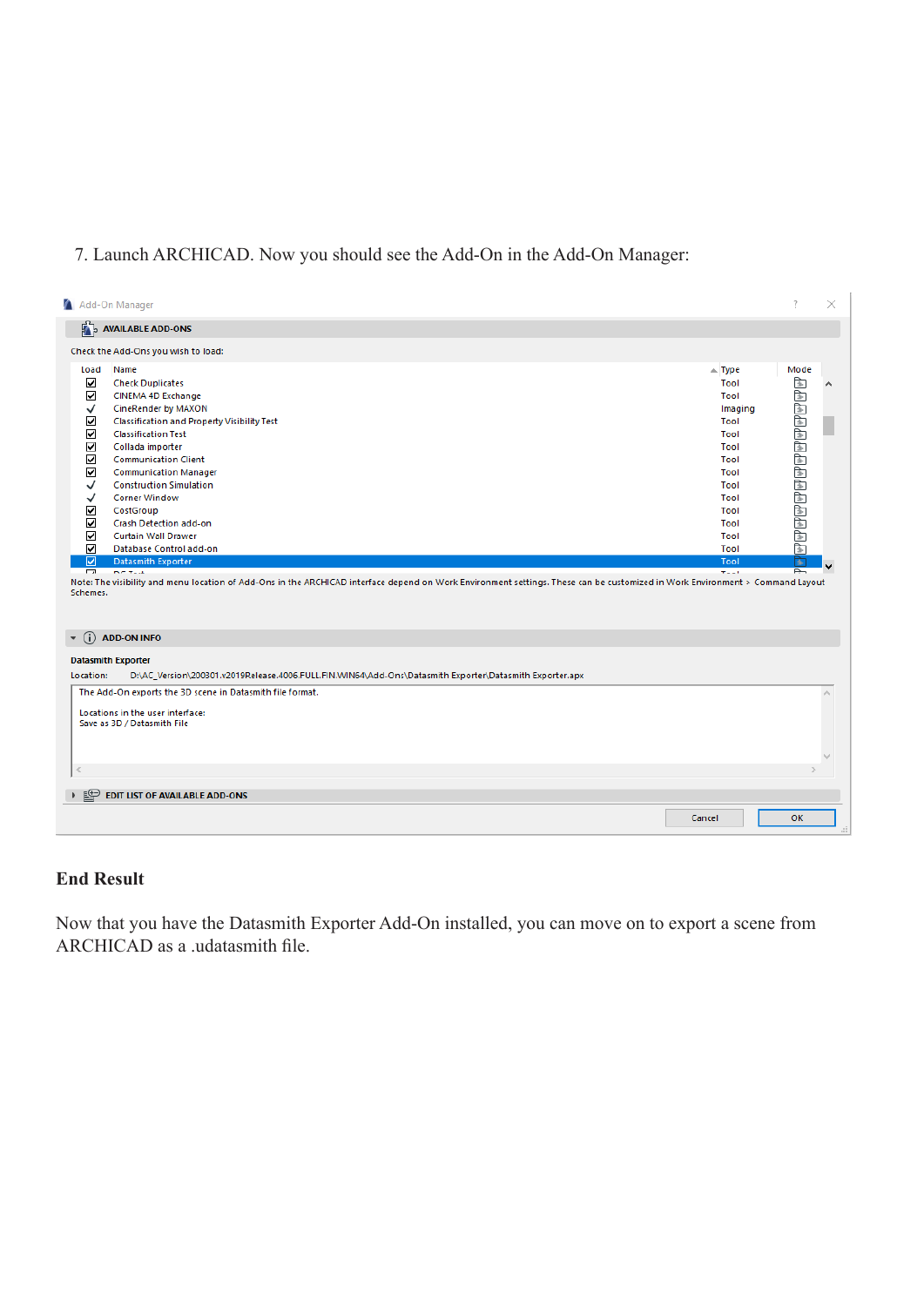7. Launch ARCHICAD. Now you should see the Add-On in the Add-On Manager:

## End Result

Now that you have the Datasmith Exporter Add-On installed, you can move on to export a scene from ARCHICAD as a .udatasmith file.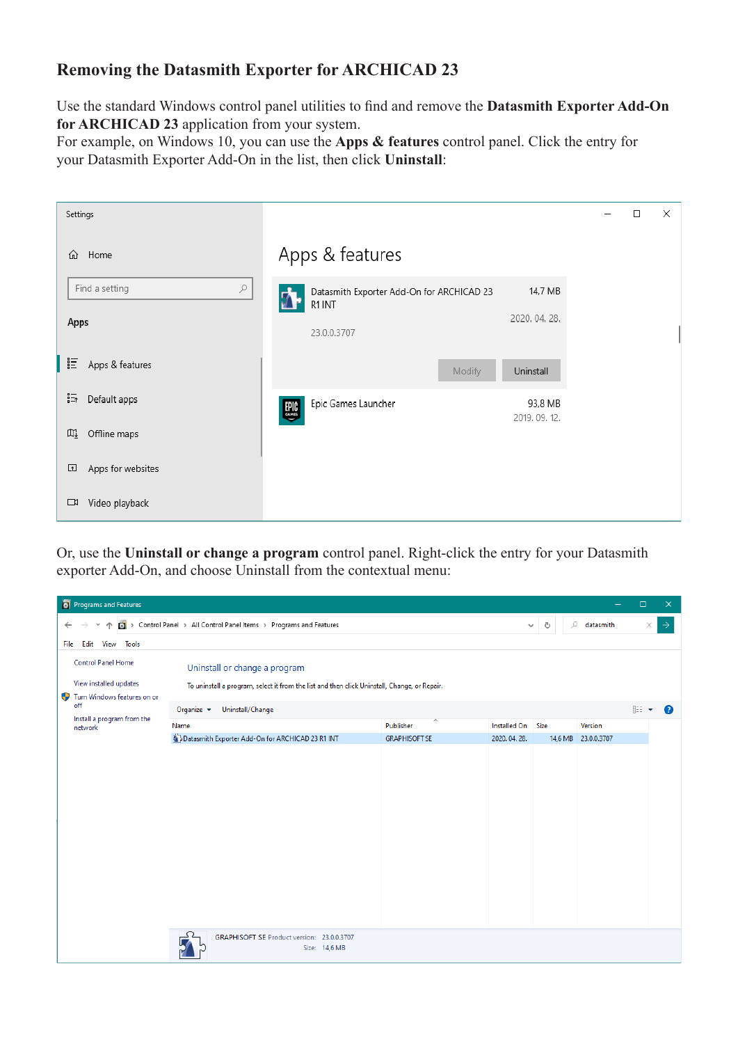## Removing the Datasmith Exporter for ARCHICAD 23

Use the standard Windows control panel utilities to find and remove the **Datasmith Exporter Add-On for ARCHICAD 23** application from your system.
For example, on Windows 10, you can use the **Apps & features** control panel. Click the entry for your Datasmith Exporter Add-On in the list, then click **Uninstall**:

Or, use the **Uninstall or change a program** control panel. Right-click the entry for your Datasmith exporter Add-On, and choose Uninstall from the contextual menu: